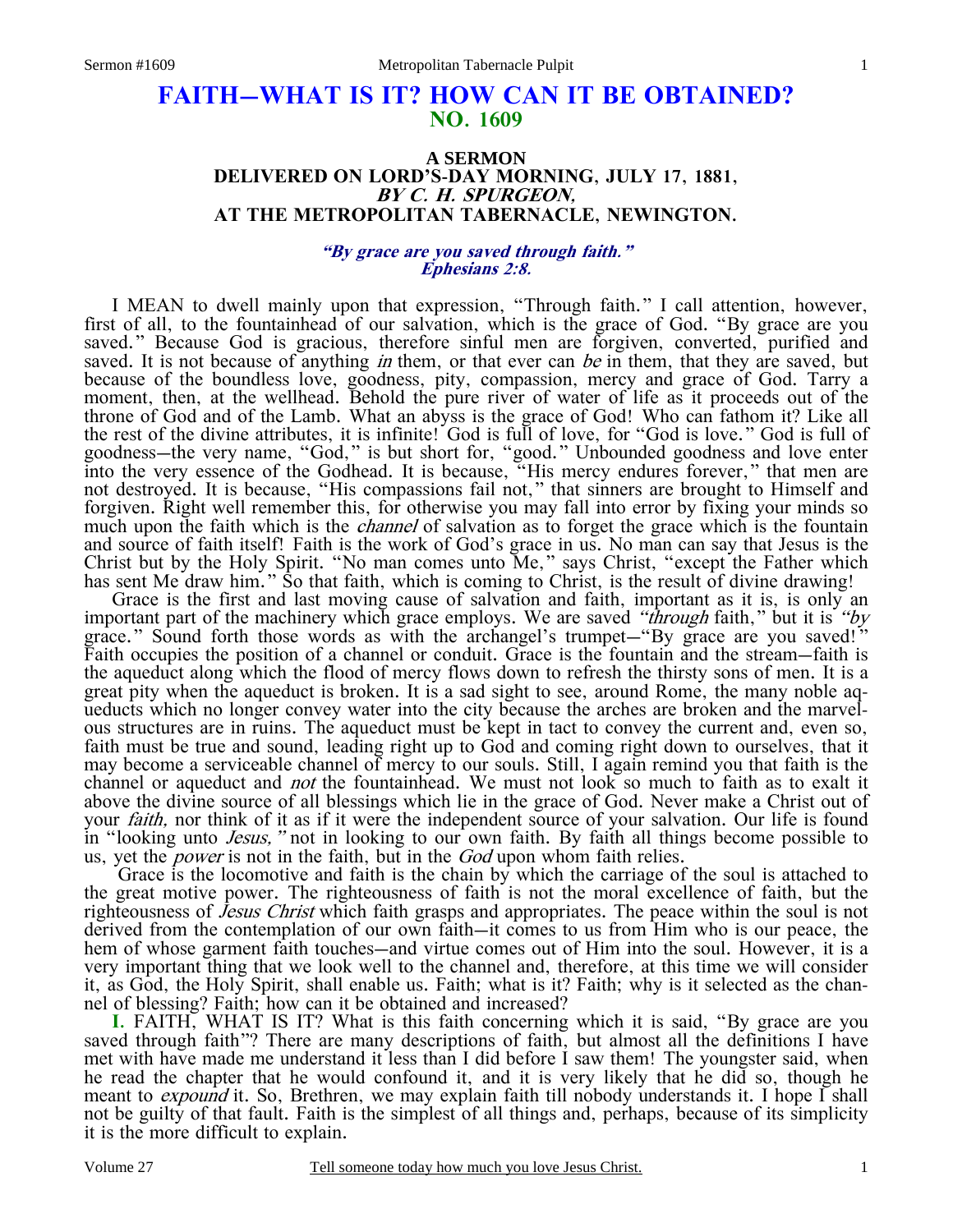# FAITH—WHAT IS IT? HOW CAN IT BE OBTAINED?
## NO. 1609

### A SERMON
### DELIVERED ON LORD'S-DAY MORNING, JULY 17, 1881,
### *BY C. H. SPURGEON,*
### AT THE METROPOLITAN TABERNACLE, NEWINGTON.

***"By grace are you saved through faith." Ephesians 2:8.***

I MEAN to dwell mainly upon that expression, "Through faith." I call attention, however, first of all, to the fountainhead of our salvation, which is the grace of God. "By grace are you saved." Because God is gracious, therefore sinful men are forgiven, converted, purified and saved. It is not because of anything *in* them, or that ever can *be* in them, that they are saved, but because of the boundless love, goodness, pity, compassion, mercy and grace of God. Tarry a moment, then, at the wellhead. Behold the pure river of water of life as it proceeds out of the throne of God and of the Lamb. What an abyss is the grace of God! Who can fathom it? Like all the rest of the divine attributes, it is infinite! God is full of love, for "God is love." God is full of goodness—the very name, "God," is but short for, "good." Unbounded goodness and love enter into the very essence of the Godhead. It is because, "His mercy endures forever," that men are not destroyed. It is because, "His compassions fail not," that sinners are brought to Himself and forgiven. Right well remember this, for otherwise you may fall into error by fixing your minds so much upon the faith which is the *channel* of salvation as to forget the grace which is the fountain and source of faith itself! Faith is the work of God's grace in us. No man can say that Jesus is the Christ but by the Holy Spirit. "No man comes unto Me," says Christ, "except the Father which has sent Me draw him." So that faith, which is coming to Christ, is the result of divine drawing!

Grace is the first and last moving cause of salvation and faith, important as it is, is only an important part of the machinery which grace employs. We are saved *"through* faith," but it is *"by* grace." Sound forth those words as with the archangel's trumpet—"By grace are you saved!" Faith occupies the position of a channel or conduit. Grace is the fountain and the stream—faith is the aqueduct along which the flood of mercy flows down to refresh the thirsty sons of men. It is a great pity when the aqueduct is broken. It is a sad sight to see, around Rome, the many noble aqueducts which no longer convey water into the city because the arches are broken and the marvelous structures are in ruins. The aqueduct must be kept in tact to convey the current and, even so, faith must be true and sound, leading right up to God and coming right down to ourselves, that it may become a serviceable channel of mercy to our souls. Still, I again remind you that faith is the channel or aqueduct and *not* the fountainhead. We must not look so much to faith as to exalt it above the divine source of all blessings which lie in the grace of God. Never make a Christ out of your *faith,* nor think of it as if it were the independent source of your salvation. Our life is found in "looking unto *Jesus,"* not in looking to our own faith. By faith all things become possible to us, yet the *power* is not in the faith, but in the *God* upon whom faith relies.

Grace is the locomotive and faith is the chain by which the carriage of the soul is attached to the great motive power. The righteousness of faith is not the moral excellence of faith, but the righteousness of *Jesus Christ* which faith grasps and appropriates. The peace within the soul is not derived from the contemplation of our own faith—it comes to us from Him who is our peace, the hem of whose garment faith touches—and virtue comes out of Him into the soul. However, it is a very important thing that we look well to the channel and, therefore, at this time we will consider it, as God, the Holy Spirit, shall enable us. Faith; what is it? Faith; why is it selected as the channel of blessing? Faith; how can it be obtained and increased?

**I.** FAITH, WHAT IS IT? What is this faith concerning which it is said, "By grace are you saved through faith"? There are many descriptions of faith, but almost all the definitions I have met with have made me understand it less than I did before I saw them! The youngster said, when he read the chapter that he would confound it, and it is very likely that he did so, though he meant to *expound* it. So, Brethren, we may explain faith till nobody understands it. I hope I shall not be guilty of that fault. Faith is the simplest of all things and, perhaps, because of its simplicity it is the more difficult to explain.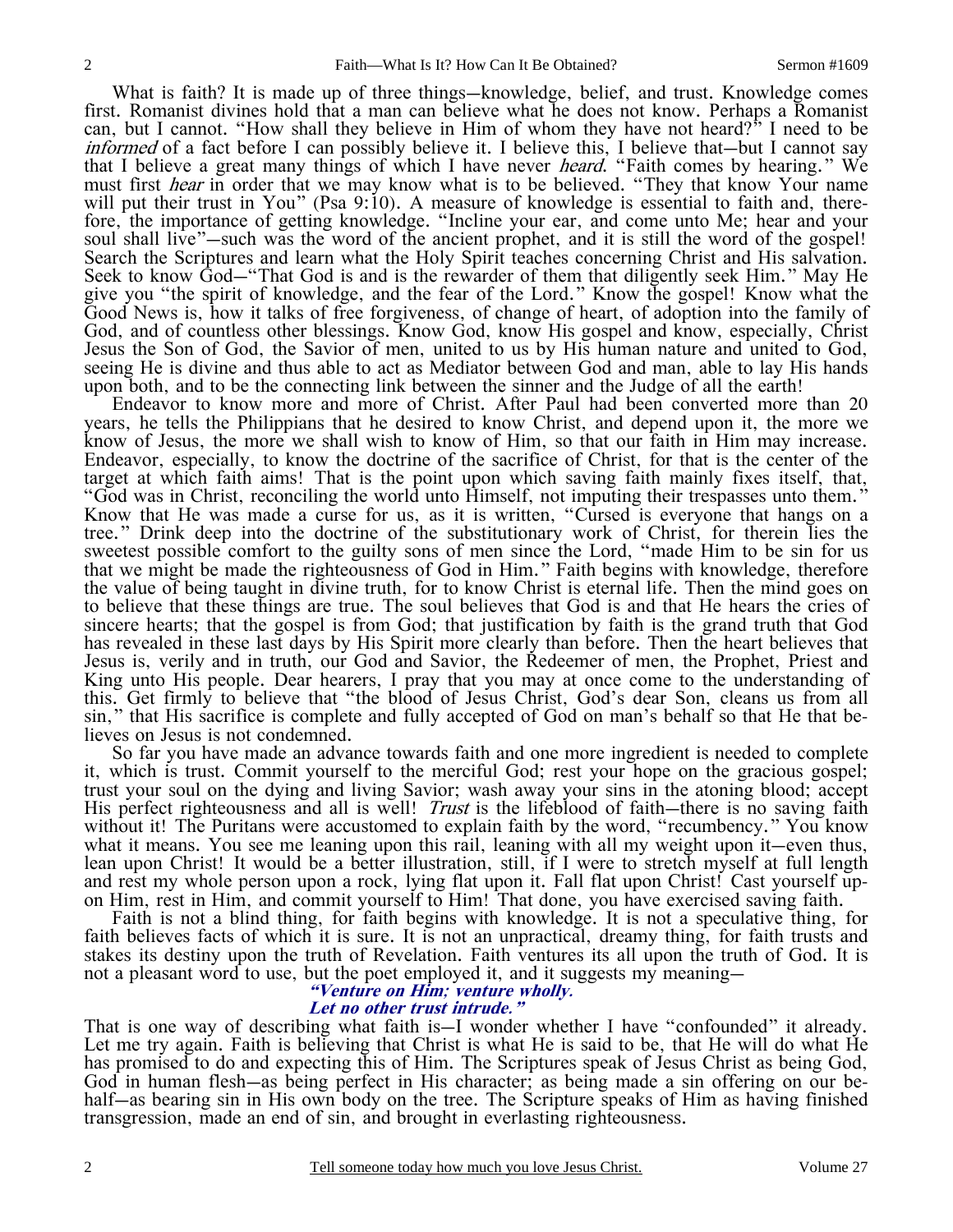What is faith? It is made up of three things—knowledge, belief, and trust. Knowledge comes first. Romanist divines hold that a man can believe what he does not know. Perhaps a Romanist can, but I cannot. "How shall they believe in Him of whom they have not heard?" I need to be *informed* of a fact before I can possibly believe it. I believe this, I believe that—but I cannot say that I believe a great many things of which I have never *heard*. "Faith comes by hearing." We must first *hear* in order that we may know what is to be believed. "They that know Your name will put their trust in You" (Psa 9:10). A measure of knowledge is essential to faith and, therefore, the importance of getting knowledge. "Incline your ear, and come unto Me; hear and your soul shall live"—such was the word of the ancient prophet, and it is still the word of the gospel! Search the Scriptures and learn what the Holy Spirit teaches concerning Christ and His salvation. Seek to know God—"That God is and is the rewarder of them that diligently seek Him." May He give you "the spirit of knowledge, and the fear of the Lord." Know the gospel! Know what the Good News is, how it talks of free forgiveness, of change of heart, of adoption into the family of God, and of countless other blessings. Know God, know His gospel and know, especially, Christ Jesus the Son of God, the Savior of men, united to us by His human nature and united to God, seeing He is divine and thus able to act as Mediator between God and man, able to lay His hands upon both, and to be the connecting link between the sinner and the Judge of all the earth!

Endeavor to know more and more of Christ. After Paul had been converted more than 20 years, he tells the Philippians that he desired to know Christ, and depend upon it, the more we know of Jesus, the more we shall wish to know of Him, so that our faith in Him may increase. Endeavor, especially, to know the doctrine of the sacrifice of Christ, for that is the center of the target at which faith aims! That is the point upon which saving faith mainly fixes itself, that, "God was in Christ, reconciling the world unto Himself, not imputing their trespasses unto them." Know that He was made a curse for us, as it is written, "Cursed is everyone that hangs on a tree." Drink deep into the doctrine of the substitutionary work of Christ, for therein lies the sweetest possible comfort to the guilty sons of men since the Lord, "made Him to be sin for us that we might be made the righteousness of God in Him." Faith begins with knowledge, therefore the value of being taught in divine truth, for to know Christ is eternal life. Then the mind goes on to believe that these things are true. The soul believes that God is and that He hears the cries of sincere hearts; that the gospel is from God; that justification by faith is the grand truth that God has revealed in these last days by His Spirit more clearly than before. Then the heart believes that Jesus is, verily and in truth, our God and Savior, the Redeemer of men, the Prophet, Priest and King unto His people. Dear hearers, I pray that you may at once come to the understanding of this. Get firmly to believe that "the blood of Jesus Christ, God's dear Son, cleans us from all sin," that His sacrifice is complete and fully accepted of God on man's behalf so that He that believes on Jesus is not condemned.

So far you have made an advance towards faith and one more ingredient is needed to complete it, which is trust. Commit yourself to the merciful God; rest your hope on the gracious gospel; trust your soul on the dying and living Savior; wash away your sins in the atoning blood; accept His perfect righteousness and all is well! *Trust* is the lifeblood of faith—there is no saving faith without it! The Puritans were accustomed to explain faith by the word, "recumbency." You know what it means. You see me leaning upon this rail, leaning with all my weight upon it—even thus, lean upon Christ! It would be a better illustration, still, if I were to stretch myself at full length and rest my whole person upon a rock, lying flat upon it. Fall flat upon Christ! Cast yourself upon Him, rest in Him, and commit yourself to Him! That done, you have exercised saving faith.

Faith is not a blind thing, for faith begins with knowledge. It is not a speculative thing, for faith believes facts of which it is sure. It is not an unpractical, dreamy thing, for faith trusts and stakes its destiny upon the truth of Revelation. Faith ventures its all upon the truth of God. It is not a pleasant word to use, but the poet employed it, and it suggests my meaning—

> ***"Venture on Him; venture wholly.***
> ***Let no other trust intrude."***

That is one way of describing what faith is—I wonder whether I have "confounded" it already. Let me try again. Faith is believing that Christ is what He is said to be, that He will do what He has promised to do and expecting this of Him. The Scriptures speak of Jesus Christ as being God, God in human flesh—as being perfect in His character; as being made a sin offering on our behalf—as bearing sin in His own body on the tree. The Scripture speaks of Him as having finished transgression, made an end of sin, and brought in everlasting righteousness.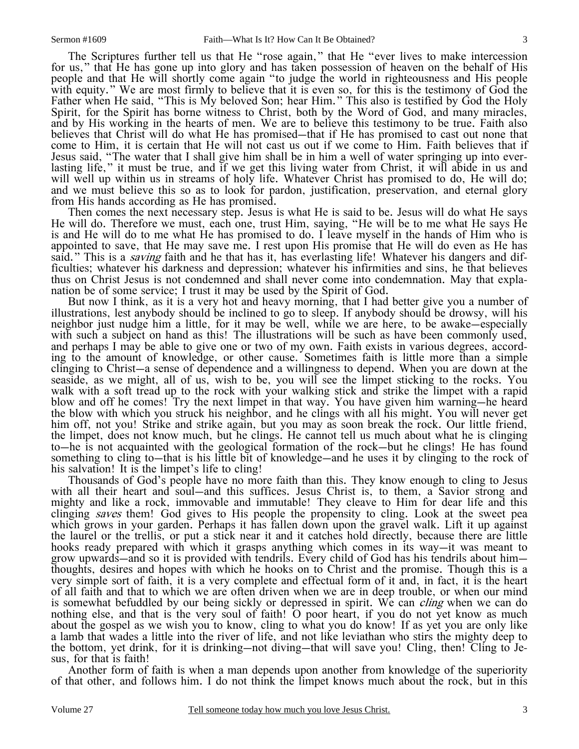The Scriptures further tell us that He "rose again," that He "ever lives to make intercession for us," that He has gone up into glory and has taken possession of heaven on the behalf of His people and that He will shortly come again "to judge the world in righteousness and His people with equity." We are most firmly to believe that it is even so, for this is the testimony of God the Father when He said, "This is My beloved Son; hear Him." This also is testified by God the Holy Spirit, for the Spirit has borne witness to Christ, both by the Word of God, and many miracles, and by His working in the hearts of men. We are to believe this testimony to be true. Faith also believes that Christ will do what He has promised—that if He has promised to cast out none that come to Him, it is certain that He will not cast us out if we come to Him. Faith believes that if Jesus said, "The water that I shall give him shall be in him a well of water springing up into everlasting life," it must be true, and if we get this living water from Christ, it will abide in us and will well up within us in streams of holy life. Whatever Christ has promised to do, He will do; and we must believe this so as to look for pardon, justification, preservation, and eternal glory from His hands according as He has promised.

Then comes the next necessary step. Jesus is what He is said to be. Jesus will do what He says He will do. Therefore we must, each one, trust Him, saying, "He will be to me what He says He is and He will do to me what He has promised to do. I leave myself in the hands of Him who is appointed to save, that He may save me. I rest upon His promise that He will do even as He has said." This is a *saving* faith and he that has it, has everlasting life! Whatever his dangers and difficulties; whatever his darkness and depression; whatever his infirmities and sins, he that believes thus on Christ Jesus is not condemned and shall never come into condemnation. May that explanation be of some service; I trust it may be used by the Spirit of God.

But now I think, as it is a very hot and heavy morning, that I had better give you a number of illustrations, lest anybody should be inclined to go to sleep. If anybody should be drowsy, will his neighbor just nudge him a little, for it may be well, while we are here, to be awake—especially with such a subject on hand as this! The illustrations will be such as have been commonly used, and perhaps I may be able to give one or two of my own. Faith exists in various degrees, according to the amount of knowledge, or other cause. Sometimes faith is little more than a simple clinging to Christ—a sense of dependence and a willingness to depend. When you are down at the seaside, as we might, all of us, wish to be, you will see the limpet sticking to the rocks. You walk with a soft tread up to the rock with your walking stick and strike the limpet with a rapid blow and off he comes! Try the next limpet in that way. You have given him warning—he heard the blow with which you struck his neighbor, and he clings with all his might. You will never get him off, not you! Strike and strike again, but you may as soon break the rock. Our little friend, the limpet, does not know much, but he clings. He cannot tell us much about what he is clinging to—he is not acquainted with the geological formation of the rock—but he clings! He has found something to cling to—that is his little bit of knowledge—and he uses it by clinging to the rock of his salvation! It is the limpet's life to cling!

Thousands of God's people have no more faith than this. They know enough to cling to Jesus with all their heart and soul—and this suffices. Jesus Christ is, to them, a Savior strong and mighty and like a rock, immovable and immutable! They cleave to Him for dear life and this clinging *saves* them! God gives to His people the propensity to cling. Look at the sweet pea which grows in your garden. Perhaps it has fallen down upon the gravel walk. Lift it up against the laurel or the trellis, or put a stick near it and it catches hold directly, because there are little hooks ready prepared with which it grasps anything which comes in its way—it was meant to grow upwards—and so it is provided with tendrils. Every child of God has his tendrils about him—thoughts, desires and hopes with which he hooks on to Christ and the promise. Though this is a very simple sort of faith, it is a very complete and effectual form of it and, in fact, it is the heart of all faith and that to which we are often driven when we are in deep trouble, or when our mind is somewhat befuddled by our being sickly or depressed in spirit. We can *cling* when we can do nothing else, and that is the very soul of faith! O poor heart, if you do not yet know as much about the gospel as we wish you to know, cling to what you do know! If as yet you are only like a lamb that wades a little into the river of life, and not like leviathan who stirs the mighty deep to the bottom, yet drink, for it is drinking—not diving—that will save you! Cling, then! Cling to Jesus, for that is faith!

Another form of faith is when a man depends upon another from knowledge of the superiority of that other, and follows him. I do not think the limpet knows much about the rock, but in this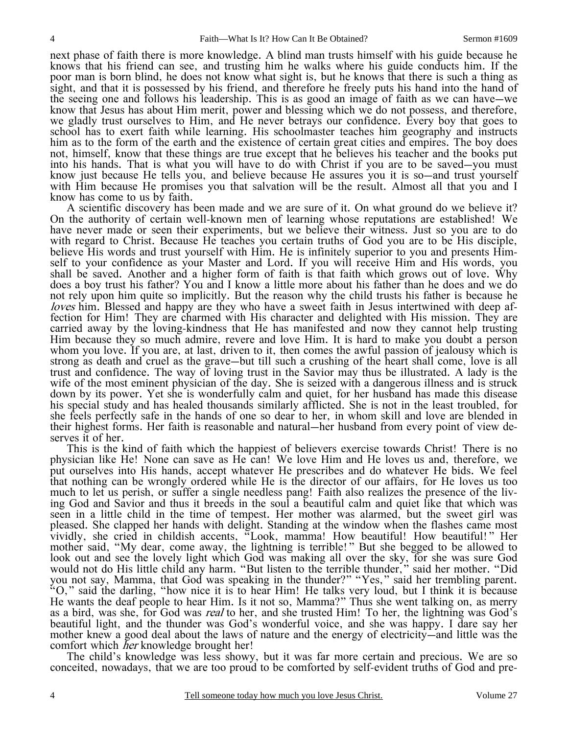next phase of faith there is more knowledge. A blind man trusts himself with his guide because he knows that his friend can see, and trusting him he walks where his guide conducts him. If the poor man is born blind, he does not know what sight is, but he knows that there is such a thing as sight, and that it is possessed by his friend, and therefore he freely puts his hand into the hand of the seeing one and follows his leadership. This is as good an image of faith as we can have—we know that Jesus has about Him merit, power and blessing which we do not possess, and therefore, we gladly trust ourselves to Him, and He never betrays our confidence. Every boy that goes to school has to exert faith while learning. His schoolmaster teaches him geography and instructs him as to the form of the earth and the existence of certain great cities and empires. The boy does not, himself, know that these things are true except that he believes his teacher and the books put into his hands. That is what you will have to do with Christ if you are to be saved—you must know just because He tells you, and believe because He assures you it is so—and trust yourself with Him because He promises you that salvation will be the result. Almost all that you and I know has come to us by faith.

A scientific discovery has been made and we are sure of it. On what ground do we believe it? On the authority of certain well-known men of learning whose reputations are established! We have never made or seen their experiments, but we believe their witness. Just so you are to do with regard to Christ. Because He teaches you certain truths of God you are to be His disciple, believe His words and trust yourself with Him. He is infinitely superior to you and presents Himself to your confidence as your Master and Lord. If you will receive Him and His words, you shall be saved. Another and a higher form of faith is that faith which grows out of love. Why does a boy trust his father? You and I know a little more about his father than he does and we do not rely upon him quite so implicitly. But the reason why the child trusts his father is because he *loves* him. Blessed and happy are they who have a sweet faith in Jesus intertwined with deep affection for Him! They are charmed with His character and delighted with His mission. They are carried away by the loving-kindness that He has manifested and now they cannot help trusting Him because they so much admire, revere and love Him. It is hard to make you doubt a person whom you love. If you are, at last, driven to it, then comes the awful passion of jealousy which is strong as death and cruel as the grave—but till such a crushing of the heart shall come, love is all trust and confidence. The way of loving trust in the Savior may thus be illustrated. A lady is the wife of the most eminent physician of the day. She is seized with a dangerous illness and is struck down by its power. Yet she is wonderfully calm and quiet, for her husband has made this disease his special study and has healed thousands similarly afflicted. She is not in the least troubled, for she feels perfectly safe in the hands of one so dear to her, in whom skill and love are blended in their highest forms. Her faith is reasonable and natural—her husband from every point of view deserves it of her.

This is the kind of faith which the happiest of believers exercise towards Christ! There is no physician like He! None can save as He can! We love Him and He loves us and, therefore, we put ourselves into His hands, accept whatever He prescribes and do whatever He bids. We feel that nothing can be wrongly ordered while He is the director of our affairs, for He loves us too much to let us perish, or suffer a single needless pang! Faith also realizes the presence of the living God and Savior and thus it breeds in the soul a beautiful calm and quiet like that which was seen in a little child in the time of tempest. Her mother was alarmed, but the sweet girl was pleased. She clapped her hands with delight. Standing at the window when the flashes came most vividly, she cried in childish accents, "Look, mamma! How beautiful! How beautiful!" Her mother said, "My dear, come away, the lightning is terrible!" But she begged to be allowed to look out and see the lovely light which God was making all over the sky, for she was sure God would not do His little child any harm. "But listen to the terrible thunder," said her mother. "Did you not say, Mamma, that God was speaking in the thunder?" "Yes," said her trembling parent. "O," said the darling, "how nice it is to hear Him! He talks very loud, but I think it is because He wants the deaf people to hear Him. Is it not so, Mamma?" Thus she went talking on, as merry as a bird, was she, for God was *real* to her, and she trusted Him! To her, the lightning was God's beautiful light, and the thunder was God's wonderful voice, and she was happy. I dare say her mother knew a good deal about the laws of nature and the energy of electricity—and little was the comfort which *her* knowledge brought her!

The child's knowledge was less showy, but it was far more certain and precious. We are so conceited, nowadays, that we are too proud to be comforted by self-evident truths of God and pre-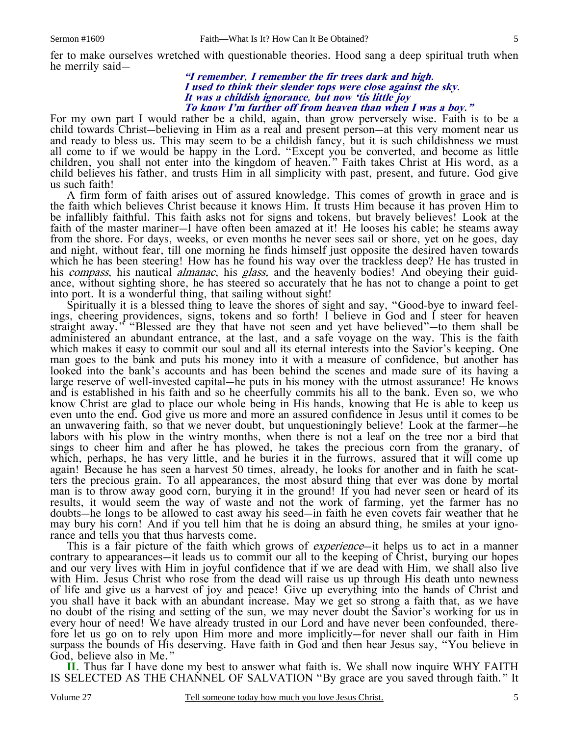fer to make ourselves wretched with questionable theories. Hood sang a deep spiritual truth when he merrily said—

> ***"I remember, I remember the fir trees dark and high.***
> ***I used to think their slender tops were close against the sky.***
> ***It was a childish ignorance, but now 'tis little joy***
> ***To know I'm further off from heaven than when I was a boy."***

For my own part I would rather be a child, again, than grow perversely wise. Faith is to be a child towards Christ—believing in Him as a real and present person—at this very moment near us and ready to bless us. This may seem to be a childish fancy, but it is such childishness we must all come to if we would be happy in the Lord. "Except you be converted, and become as little children, you shall not enter into the kingdom of heaven." Faith takes Christ at His word, as a child believes his father, and trusts Him in all simplicity with past, present, and future. God give us such faith!

A firm form of faith arises out of assured knowledge. This comes of growth in grace and is the faith which believes Christ because it knows Him. It trusts Him because it has proven Him to be infallibly faithful. This faith asks not for signs and tokens, but bravely believes! Look at the faith of the master mariner—I have often been amazed at it! He looses his cable; he steams away from the shore. For days, weeks, or even months he never sees sail or shore, yet on he goes, day and night, without fear, till one morning he finds himself just opposite the desired haven towards which he has been steering! How has he found his way over the trackless deep? He has trusted in his *compass*, his nautical *almanac*, his *glass,* and the heavenly bodies! And obeying their guidance, without sighting shore, he has steered so accurately that he has not to change a point to get into port. It is a wonderful thing, that sailing without sight!

Spiritually it is a blessed thing to leave the shores of sight and say, "Good-bye to inward feelings, cheering providences, signs, tokens and so forth! I believe in God and I steer for heaven straight away." "Blessed are they that have not seen and yet have believed"—to them shall be administered an abundant entrance, at the last, and a safe voyage on the way. This is the faith which makes it easy to commit our soul and all its eternal interests into the Savior's keeping. One man goes to the bank and puts his money into it with a measure of confidence, but another has looked into the bank's accounts and has been behind the scenes and made sure of its having a large reserve of well-invested capital—he puts in his money with the utmost assurance! He knows and is established in his faith and so he cheerfully commits his all to the bank. Even so, we who know Christ are glad to place our whole being in His hands, knowing that He is able to keep us even unto the end. God give us more and more an assured confidence in Jesus until it comes to be an unwavering faith, so that we never doubt, but unquestioningly believe! Look at the farmer—he labors with his plow in the wintry months, when there is not a leaf on the tree nor a bird that sings to cheer him and after he has plowed, he takes the precious corn from the granary, of which, perhaps, he has very little, and he buries it in the furrows, assured that it will come up again! Because he has seen a harvest 50 times, already, he looks for another and in faith he scatters the precious grain. To all appearances, the most absurd thing that ever was done by mortal man is to throw away good corn, burying it in the ground! If you had never seen or heard of its results, it would seem the way of waste and not the work of farming, yet the farmer has no doubts—he longs to be allowed to cast away his seed—in faith he even covets fair weather that he may bury his corn! And if you tell him that he is doing an absurd thing, he smiles at your ignorance and tells you that thus harvests come.

This is a fair picture of the faith which grows of *experience*—it helps us to act in a manner contrary to appearances—it leads us to commit our all to the keeping of Christ, burying our hopes and our very lives with Him in joyful confidence that if we are dead with Him, we shall also live with Him. Jesus Christ who rose from the dead will raise us up through His death unto newness of life and give us a harvest of joy and peace! Give up everything into the hands of Christ and you shall have it back with an abundant increase. May we get so strong a faith that, as we have no doubt of the rising and setting of the sun, we may never doubt the Savior's working for us in every hour of need! We have already trusted in our Lord and have never been confounded, therefore let us go on to rely upon Him more and more implicitly—for never shall our faith in Him surpass the bounds of His deserving. Have faith in God and then hear Jesus say, "You believe in God, believe also in Me."

**II.** Thus far I have done my best to answer what faith is. We shall now inquire WHY FAITH IS SELECTED AS THE CHANNEL OF SALVATION "By grace are you saved through faith." It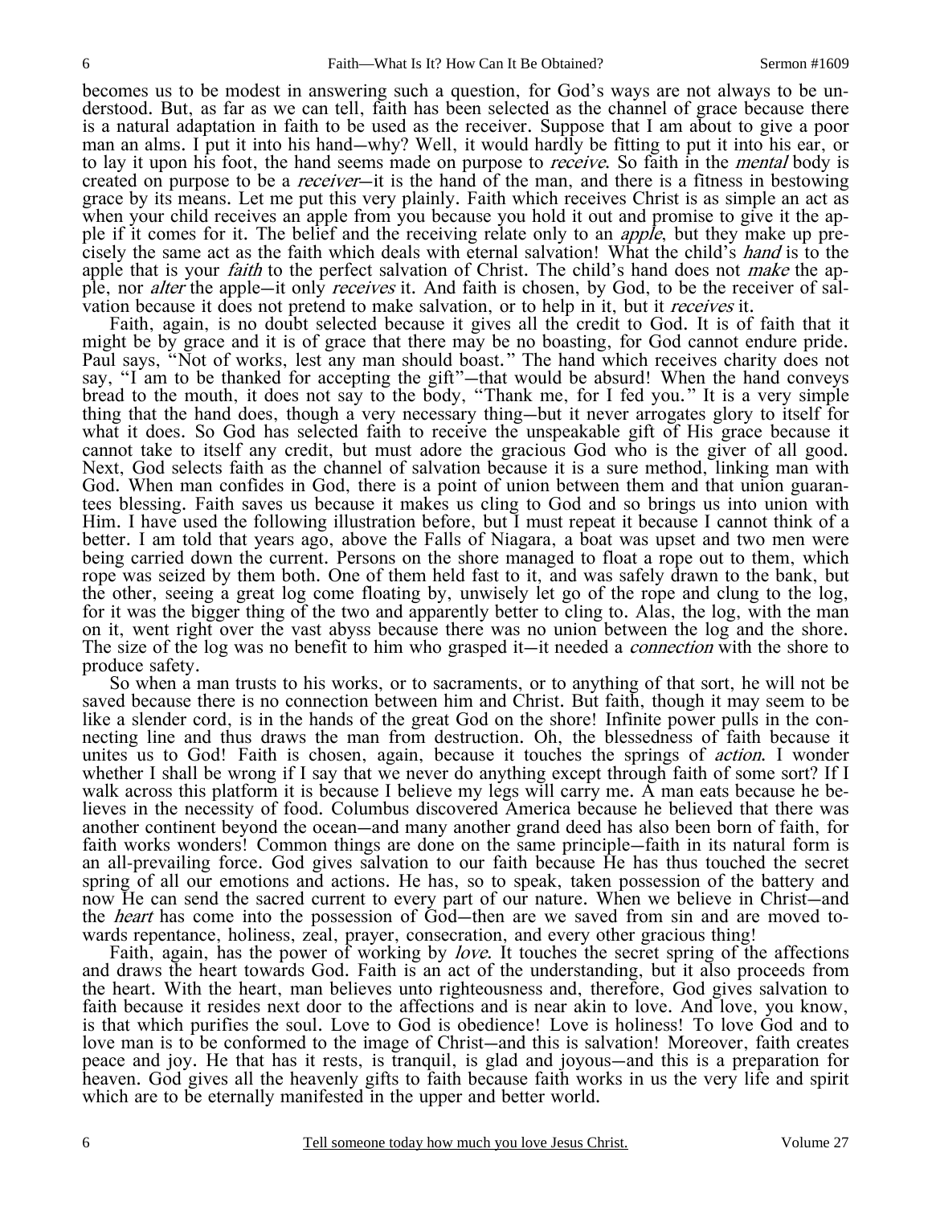becomes us to be modest in answering such a question, for God's ways are not always to be understood. But, as far as we can tell, faith has been selected as the channel of grace because there is a natural adaptation in faith to be used as the receiver. Suppose that I am about to give a poor man an alms. I put it into his hand—why? Well, it would hardly be fitting to put it into his ear, or to lay it upon his foot, the hand seems made on purpose to *receive*. So faith in the *mental* body is created on purpose to be a *receiver*—it is the hand of the man, and there is a fitness in bestowing grace by its means. Let me put this very plainly. Faith which receives Christ is as simple an act as when your child receives an apple from you because you hold it out and promise to give it the apple if it comes for it. The belief and the receiving relate only to an *apple*, but they make up precisely the same act as the faith which deals with eternal salvation! What the child's *hand* is to the apple that is your *faith* to the perfect salvation of Christ. The child's hand does not *make* the apple, nor *alter* the apple—it only *receives* it. And faith is chosen, by God, to be the receiver of salvation because it does not pretend to make salvation, or to help in it, but it *receives* it.

Faith, again, is no doubt selected because it gives all the credit to God. It is of faith that it might be by grace and it is of grace that there may be no boasting, for God cannot endure pride. Paul says, "Not of works, lest any man should boast." The hand which receives charity does not say, "I am to be thanked for accepting the gift"—that would be absurd! When the hand conveys bread to the mouth, it does not say to the body, "Thank me, for I fed you." It is a very simple thing that the hand does, though a very necessary thing—but it never arrogates glory to itself for what it does. So God has selected faith to receive the unspeakable gift of His grace because it cannot take to itself any credit, but must adore the gracious God who is the giver of all good. Next, God selects faith as the channel of salvation because it is a sure method, linking man with God. When man confides in God, there is a point of union between them and that union guarantees blessing. Faith saves us because it makes us cling to God and so brings us into union with Him. I have used the following illustration before, but I must repeat it because I cannot think of a better. I am told that years ago, above the Falls of Niagara, a boat was upset and two men were being carried down the current. Persons on the shore managed to float a rope out to them, which rope was seized by them both. One of them held fast to it, and was safely drawn to the bank, but the other, seeing a great log come floating by, unwisely let go of the rope and clung to the log, for it was the bigger thing of the two and apparently better to cling to. Alas, the log, with the man on it, went right over the vast abyss because there was no union between the log and the shore. The size of the log was no benefit to him who grasped it—it needed a *connection* with the shore to produce safety.

So when a man trusts to his works, or to sacraments, or to anything of that sort, he will not be saved because there is no connection between him and Christ. But faith, though it may seem to be like a slender cord, is in the hands of the great God on the shore! Infinite power pulls in the connecting line and thus draws the man from destruction. Oh, the blessedness of faith because it unites us to God! Faith is chosen, again, because it touches the springs of *action*. I wonder whether I shall be wrong if I say that we never do anything except through faith of some sort? If I walk across this platform it is because I believe my legs will carry me. A man eats because he believes in the necessity of food. Columbus discovered America because he believed that there was another continent beyond the ocean—and many another grand deed has also been born of faith, for faith works wonders! Common things are done on the same principle—faith in its natural form is an all-prevailing force. God gives salvation to our faith because He has thus touched the secret spring of all our emotions and actions. He has, so to speak, taken possession of the battery and now He can send the sacred current to every part of our nature. When we believe in Christ—and the *heart* has come into the possession of God—then are we saved from sin and are moved towards repentance, holiness, zeal, prayer, consecration, and every other gracious thing!

Faith, again, has the power of working by *love*. It touches the secret spring of the affections and draws the heart towards God. Faith is an act of the understanding, but it also proceeds from the heart. With the heart, man believes unto righteousness and, therefore, God gives salvation to faith because it resides next door to the affections and is near akin to love. And love, you know, is that which purifies the soul. Love to God is obedience! Love is holiness! To love God and to love man is to be conformed to the image of Christ—and this is salvation! Moreover, faith creates peace and joy. He that has it rests, is tranquil, is glad and joyous—and this is a preparation for heaven. God gives all the heavenly gifts to faith because faith works in us the very life and spirit which are to be eternally manifested in the upper and better world.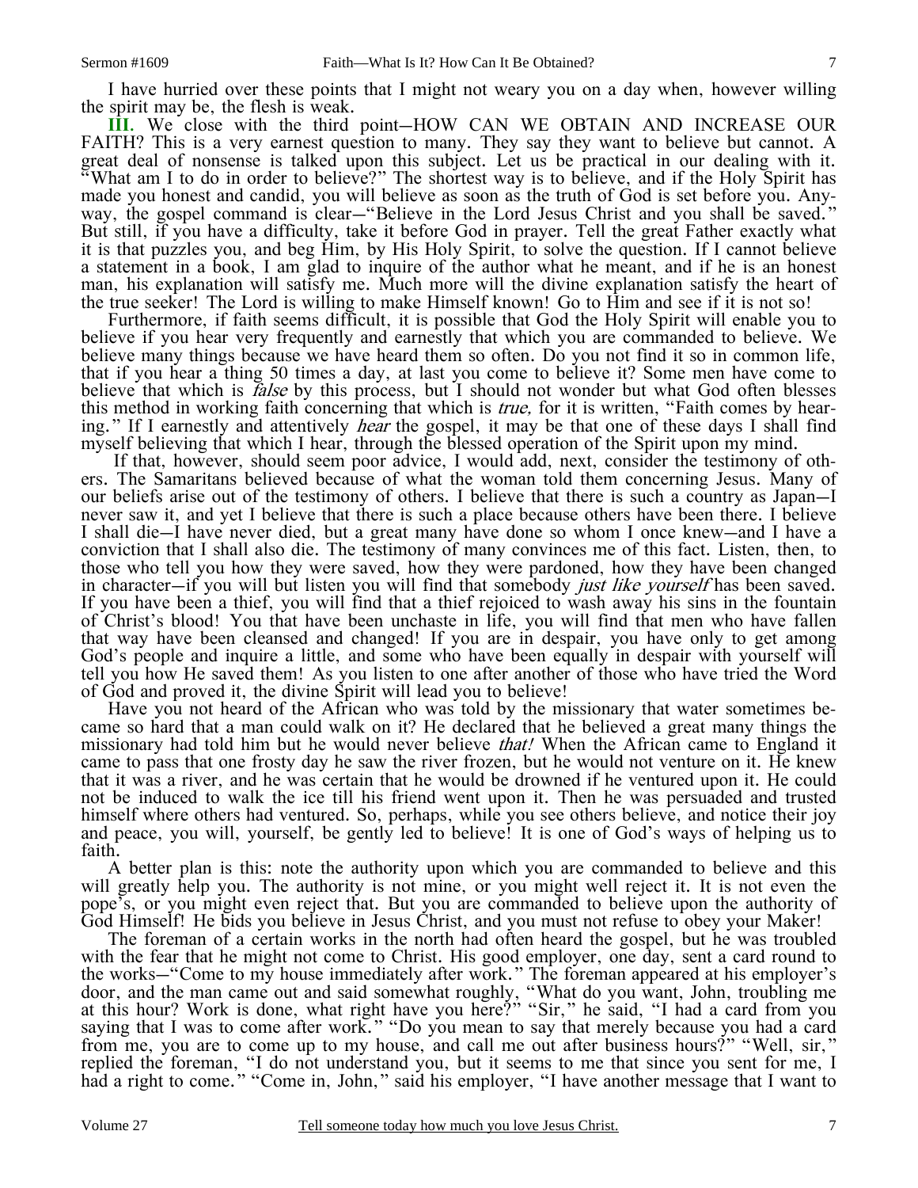I have hurried over these points that I might not weary you on a day when, however willing the spirit may be, the flesh is weak.

**III.** We close with the third point—HOW CAN WE OBTAIN AND INCREASE OUR FAITH? This is a very earnest question to many. They say they want to believe but cannot. A great deal of nonsense is talked upon this subject. Let us be practical in our dealing with it. "What am I to do in order to believe?" The shortest way is to believe, and if the Holy Spirit has made you honest and candid, you will believe as soon as the truth of God is set before you. Anyway, the gospel command is clear—"Believe in the Lord Jesus Christ and you shall be saved." But still, if you have a difficulty, take it before God in prayer. Tell the great Father exactly what it is that puzzles you, and beg Him, by His Holy Spirit, to solve the question. If I cannot believe a statement in a book, I am glad to inquire of the author what he meant, and if he is an honest man, his explanation will satisfy me. Much more will the divine explanation satisfy the heart of the true seeker! The Lord is willing to make Himself known! Go to Him and see if it is not so!

Furthermore, if faith seems difficult, it is possible that God the Holy Spirit will enable you to believe if you hear very frequently and earnestly that which you are commanded to believe. We believe many things because we have heard them so often. Do you not find it so in common life, that if you hear a thing 50 times a day, at last you come to believe it? Some men have come to believe that which is *false* by this process, but I should not wonder but what God often blesses this method in working faith concerning that which is *true,* for it is written, "Faith comes by hearing." If I earnestly and attentively *hear* the gospel, it may be that one of these days I shall find myself believing that which I hear, through the blessed operation of the Spirit upon my mind.

If that, however, should seem poor advice, I would add, next, consider the testimony of others. The Samaritans believed because of what the woman told them concerning Jesus. Many of our beliefs arise out of the testimony of others. I believe that there is such a country as Japan—I never saw it, and yet I believe that there is such a place because others have been there. I believe I shall die—I have never died, but a great many have done so whom I once knew—and I have a conviction that I shall also die. The testimony of many convinces me of this fact. Listen, then, to those who tell you how they were saved, how they were pardoned, how they have been changed in character—if you will but listen you will find that somebody *just like yourself* has been saved. If you have been a thief, you will find that a thief rejoiced to wash away his sins in the fountain of Christ's blood! You that have been unchaste in life, you will find that men who have fallen that way have been cleansed and changed! If you are in despair, you have only to get among God's people and inquire a little, and some who have been equally in despair with yourself will tell you how He saved them! As you listen to one after another of those who have tried the Word of God and proved it, the divine Spirit will lead you to believe!

Have you not heard of the African who was told by the missionary that water sometimes became so hard that a man could walk on it? He declared that he believed a great many things the missionary had told him but he would never believe *that!* When the African came to England it came to pass that one frosty day he saw the river frozen, but he would not venture on it. He knew that it was a river, and he was certain that he would be drowned if he ventured upon it. He could not be induced to walk the ice till his friend went upon it. Then he was persuaded and trusted himself where others had ventured. So, perhaps, while you see others believe, and notice their joy and peace, you will, yourself, be gently led to believe! It is one of God's ways of helping us to faith.

A better plan is this: note the authority upon which you are commanded to believe and this will greatly help you. The authority is not mine, or you might well reject it. It is not even the pope's, or you might even reject that. But you are commanded to believe upon the authority of God Himself! He bids you believe in Jesus Christ, and you must not refuse to obey your Maker!

The foreman of a certain works in the north had often heard the gospel, but he was troubled with the fear that he might not come to Christ. His good employer, one day, sent a card round to the works—"Come to my house immediately after work." The foreman appeared at his employer's door, and the man came out and said somewhat roughly, "What do you want, John, troubling me at this hour? Work is done, what right have you here?" "Sir," he said, "I had a card from you saying that I was to come after work." "Do you mean to say that merely because you had a card from me, you are to come up to my house, and call me out after business hours?" "Well, sir," replied the foreman, "I do not understand you, but it seems to me that since you sent for me, I had a right to come." "Come in, John," said his employer, "I have another message that I want to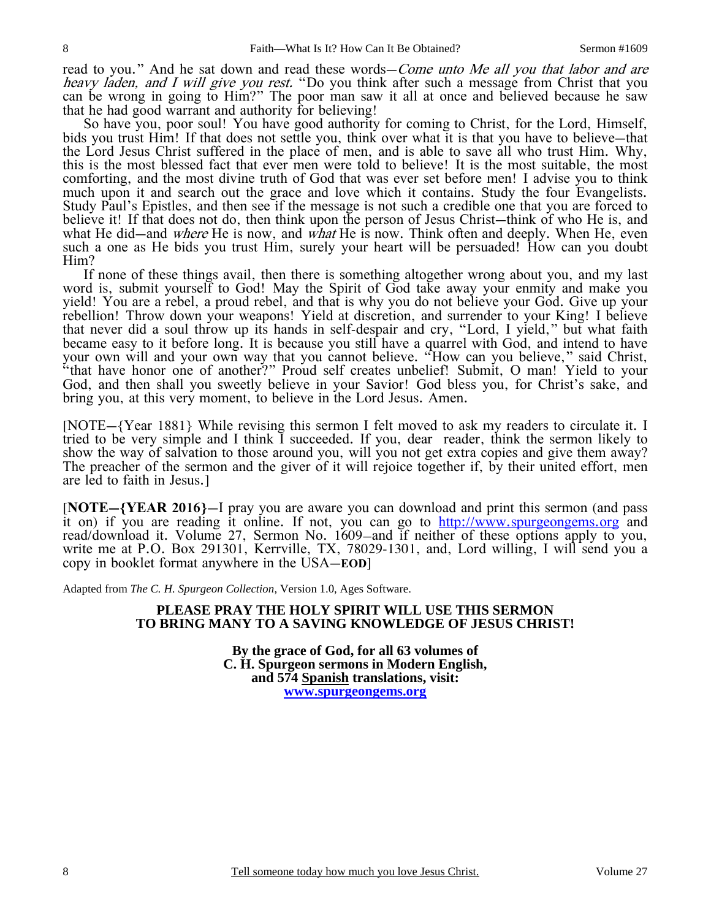read to you." And he sat down and read these words—*Come unto Me all you that labor and are heavy laden, and I will give you rest.* "Do you think after such a message from Christ that you can be wrong in going to Him?" The poor man saw it all at once and believed because he saw that he had good warrant and authority for believing!

So have you, poor soul! You have good authority for coming to Christ, for the Lord, Himself, bids you trust Him! If that does not settle you, think over what it is that you have to believe—that the Lord Jesus Christ suffered in the place of men, and is able to save all who trust Him. Why, this is the most blessed fact that ever men were told to believe! It is the most suitable, the most comforting, and the most divine truth of God that was ever set before men! I advise you to think much upon it and search out the grace and love which it contains. Study the four Evangelists. Study Paul's Epistles, and then see if the message is not such a credible one that you are forced to believe it! If that does not do, then think upon the person of Jesus Christ—think of who He is, and what He did—and *where* He is now, and *what* He is now. Think often and deeply. When He, even such a one as He bids you trust Him, surely your heart will be persuaded! How can you doubt Him?

If none of these things avail, then there is something altogether wrong about you, and my last word is, submit yourself to God! May the Spirit of God take away your enmity and make you yield! You are a rebel, a proud rebel, and that is why you do not believe your God. Give up your rebellion! Throw down your weapons! Yield at discretion, and surrender to your King! I believe that never did a soul throw up its hands in self-despair and cry, "Lord, I yield," but what faith became easy to it before long. It is because you still have a quarrel with God, and intend to have your own will and your own way that you cannot believe. "How can you believe," said Christ, "that have honor one of another?" Proud self creates unbelief! Submit, O man! Yield to your God, and then shall you sweetly believe in your Savior! God bless you, for Christ's sake, and bring you, at this very moment, to believe in the Lord Jesus. Amen.

[NOTE—{Year 1881} While revising this sermon I felt moved to ask my readers to circulate it. I tried to be very simple and I think I succeeded. If you, dear reader, think the sermon likely to show the way of salvation to those around you, will you not get extra copies and give them away? The preacher of the sermon and the giver of it will rejoice together if, by their united effort, men are led to faith in Jesus.]

[**NOTE—{YEAR 2016}**—I pray you are aware you can download and print this sermon (and pass it on) if you are reading it online. If not, you can go to http://www.spurgeongems.org and read/download it. Volume 27, Sermon No. 1609—and if neither of these options apply to you, write me at P.O. Box 291301, Kerrville, TX, 78029-1301, and, Lord willing, I will send you a copy in booklet format anywhere in the USA—**EOD**]

Adapted from *The C. H. Spurgeon Collection*, Version 1.0, Ages Software.

**PLEASE PRAY THE HOLY SPIRIT WILL USE THIS SERMON TO BRING MANY TO A SAVING KNOWLEDGE OF JESUS CHRIST!**

**By the grace of God, for all 63 volumes of C. H. Spurgeon sermons in Modern English, and 574 Spanish translations, visit: www.spurgeongems.org**

Tell someone today how much you love Jesus Christ.